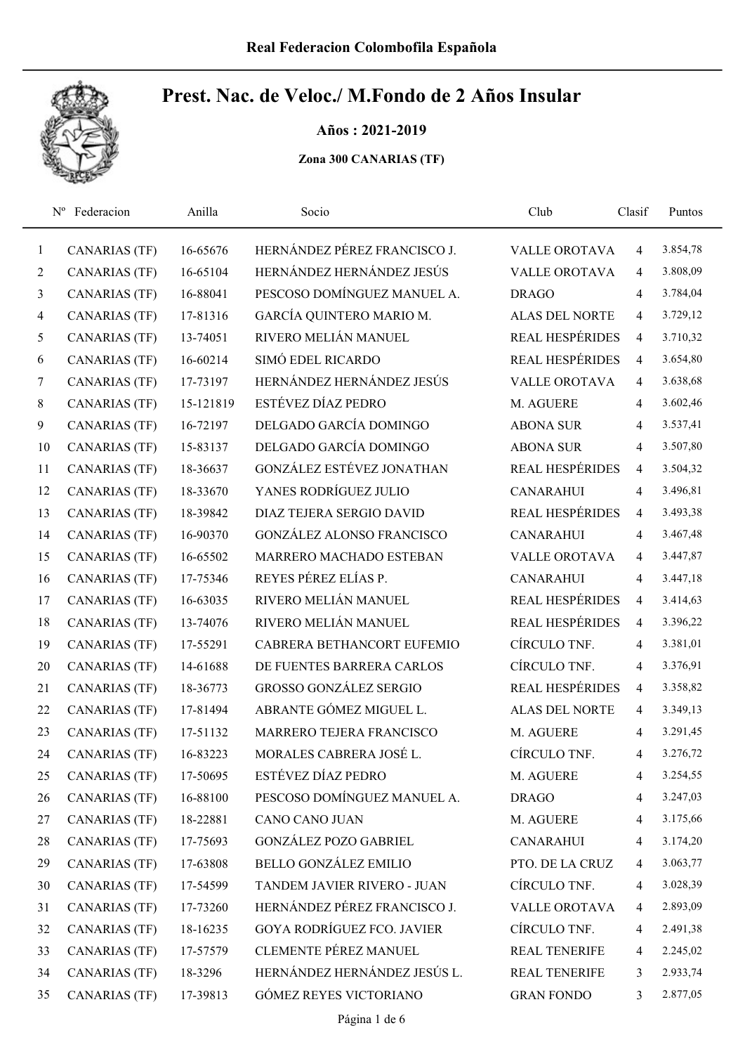Real Federacion Colombofila Española

# Prest. Nac. de Veloc./ M.Fondo de 2 Años Insular

**Años : 2021-2019**

**Zona 300 CANARIAS (TF)**

| Nº | Federacion | Anilla | Socio | Club | Clasif | Puntos |
|---|---|---|---|---|---|---|
| 1 | CANARIAS (TF) | 16-65676 | HERNÁNDEZ PÉREZ FRANCISCO J. | VALLE OROTAVA | 4 | 3.854,78 |
| 2 | CANARIAS (TF) | 16-65104 | HERNÁNDEZ HERNÁNDEZ JESÚS | VALLE OROTAVA | 4 | 3.808,09 |
| 3 | CANARIAS (TF) | 16-88041 | PESCOSO DOMÍNGUEZ MANUEL A. | DRAGO | 4 | 3.784,04 |
| 4 | CANARIAS (TF) | 17-81316 | GARCÍA QUINTERO MARIO M. | ALAS DEL NORTE | 4 | 3.729,12 |
| 5 | CANARIAS (TF) | 13-74051 | RIVERO MELIÁN MANUEL | REAL HESPÉRIDES | 4 | 3.710,32 |
| 6 | CANARIAS (TF) | 16-60214 | SIMÓ EDEL RICARDO | REAL HESPÉRIDES | 4 | 3.654,80 |
| 7 | CANARIAS (TF) | 17-73197 | HERNÁNDEZ HERNÁNDEZ JESÚS | VALLE OROTAVA | 4 | 3.638,68 |
| 8 | CANARIAS (TF) | 15-121819 | ESTÉVEZ DÍAZ PEDRO | M. AGUERE | 4 | 3.602,46 |
| 9 | CANARIAS (TF) | 16-72197 | DELGADO GARCÍA DOMINGO | ABONA SUR | 4 | 3.537,41 |
| 10 | CANARIAS (TF) | 15-83137 | DELGADO GARCÍA DOMINGO | ABONA SUR | 4 | 3.507,80 |
| 11 | CANARIAS (TF) | 18-36637 | GONZÁLEZ ESTÉVEZ JONATHAN | REAL HESPÉRIDES | 4 | 3.504,32 |
| 12 | CANARIAS (TF) | 18-33670 | YANES RODRÍGUEZ JULIO | CANARAHUI | 4 | 3.496,81 |
| 13 | CANARIAS (TF) | 18-39842 | DIAZ TEJERA SERGIO DAVID | REAL HESPÉRIDES | 4 | 3.493,38 |
| 14 | CANARIAS (TF) | 16-90370 | GONZÁLEZ ALONSO FRANCISCO | CANARAHUI | 4 | 3.467,48 |
| 15 | CANARIAS (TF) | 16-65502 | MARRERO MACHADO ESTEBAN | VALLE OROTAVA | 4 | 3.447,87 |
| 16 | CANARIAS (TF) | 17-75346 | REYES PÉREZ ELÍAS P. | CANARAHUI | 4 | 3.447,18 |
| 17 | CANARIAS (TF) | 16-63035 | RIVERO MELIÁN MANUEL | REAL HESPÉRIDES | 4 | 3.414,63 |
| 18 | CANARIAS (TF) | 13-74076 | RIVERO MELIÁN MANUEL | REAL HESPÉRIDES | 4 | 3.396,22 |
| 19 | CANARIAS (TF) | 17-55291 | CABRERA BETHANCORT EUFEMIO | CÍRCULO TNF. | 4 | 3.381,01 |
| 20 | CANARIAS (TF) | 14-61688 | DE FUENTES BARRERA CARLOS | CÍRCULO TNF. | 4 | 3.376,91 |
| 21 | CANARIAS (TF) | 18-36773 | GROSSO GONZÁLEZ SERGIO | REAL HESPÉRIDES | 4 | 3.358,82 |
| 22 | CANARIAS (TF) | 17-81494 | ABRANTE GÓMEZ MIGUEL L. | ALAS DEL NORTE | 4 | 3.349,13 |
| 23 | CANARIAS (TF) | 17-51132 | MARRERO TEJERA FRANCISCO | M. AGUERE | 4 | 3.291,45 |
| 24 | CANARIAS (TF) | 16-83223 | MORALES CABRERA JOSÉ L. | CÍRCULO TNF. | 4 | 3.276,72 |
| 25 | CANARIAS (TF) | 17-50695 | ESTÉVEZ DÍAZ PEDRO | M. AGUERE | 4 | 3.254,55 |
| 26 | CANARIAS (TF) | 16-88100 | PESCOSO DOMÍNGUEZ MANUEL A. | DRAGO | 4 | 3.247,03 |
| 27 | CANARIAS (TF) | 18-22881 | CANO CANO JUAN | M. AGUERE | 4 | 3.175,66 |
| 28 | CANARIAS (TF) | 17-75693 | GONZÁLEZ POZO GABRIEL | CANARAHUI | 4 | 3.174,20 |
| 29 | CANARIAS (TF) | 17-63808 | BELLO GONZÁLEZ EMILIO | PTO. DE LA CRUZ | 4 | 3.063,77 |
| 30 | CANARIAS (TF) | 17-54599 | TANDEM JAVIER RIVERO - JUAN | CÍRCULO TNF. | 4 | 3.028,39 |
| 31 | CANARIAS (TF) | 17-73260 | HERNÁNDEZ PÉREZ FRANCISCO J. | VALLE OROTAVA | 4 | 2.893,09 |
| 32 | CANARIAS (TF) | 18-16235 | GOYA RODRÍGUEZ FCO. JAVIER | CÍRCULO TNF. | 4 | 2.491,38 |
| 33 | CANARIAS (TF) | 17-57579 | CLEMENTE PÉREZ MANUEL | REAL TENERIFE | 4 | 2.245,02 |
| 34 | CANARIAS (TF) | 18-3296 | HERNÁNDEZ HERNÁNDEZ JESÚS L. | REAL TENERIFE | 3 | 2.933,74 |
| 35 | CANARIAS (TF) | 17-39813 | GÓMEZ REYES VICTORIANO | GRAN FONDO | 3 | 2.877,05 |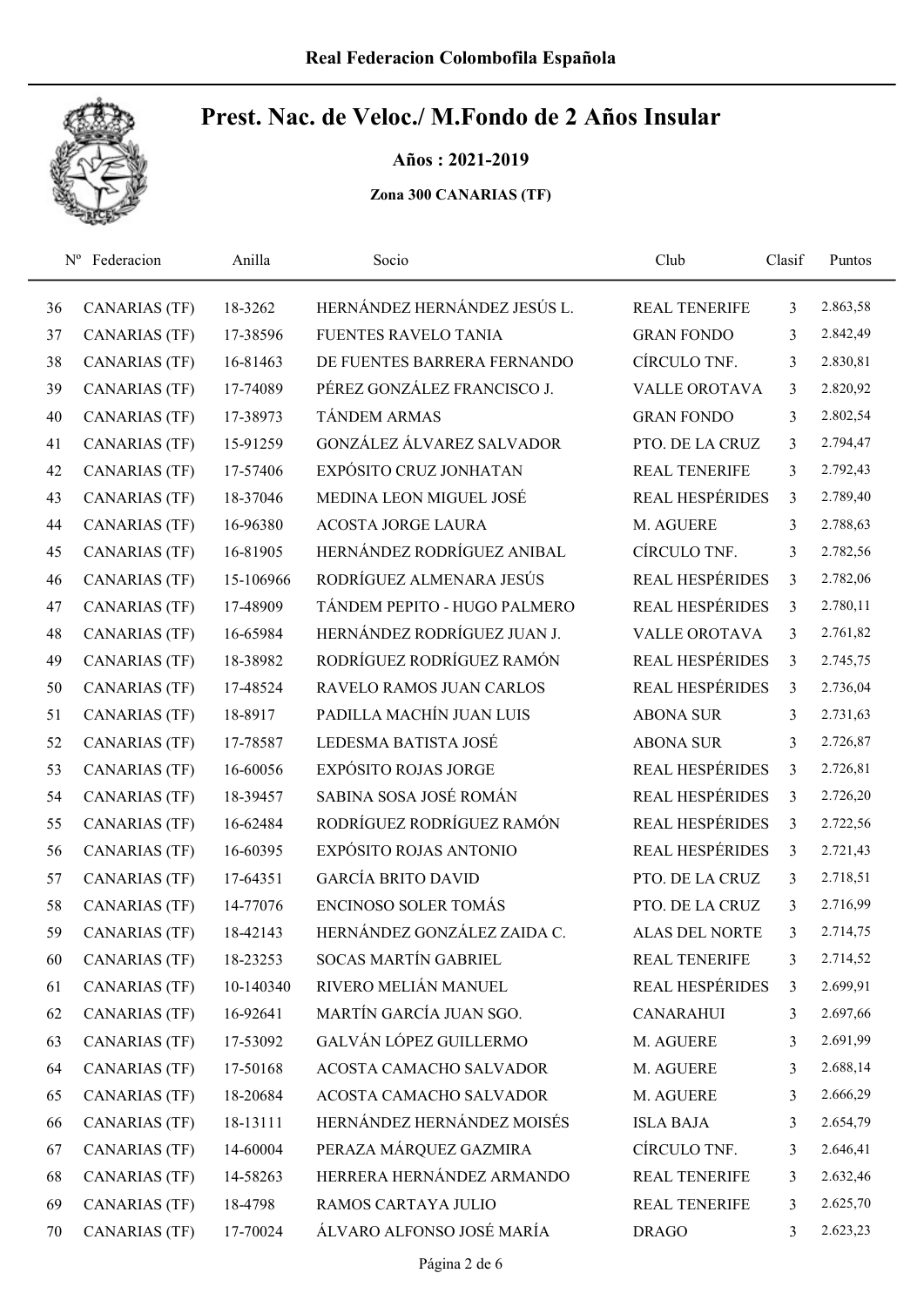# Prest. Nac. de Veloc./ M.Fondo de 2 Años Insular

**Años : 2021-2019**

**Zona 300 CANARIAS (TF)**

| Nº | Federacion | Anilla | Socio | Club | Clasif | Puntos |
|---|---|---|---|---|---|---|
| 36 | CANARIAS (TF) | 18-3262 | HERNÁNDEZ HERNÁNDEZ JESÚS L. | REAL TENERIFE | 3 | 2.863,58 |
| 37 | CANARIAS (TF) | 17-38596 | FUENTES RAVELO TANIA | GRAN FONDO | 3 | 2.842,49 |
| 38 | CANARIAS (TF) | 16-81463 | DE FUENTES BARRERA FERNANDO | CÍRCULO TNF. | 3 | 2.830,81 |
| 39 | CANARIAS (TF) | 17-74089 | PÉREZ GONZÁLEZ FRANCISCO J. | VALLE OROTAVA | 3 | 2.820,92 |
| 40 | CANARIAS (TF) | 17-38973 | TÁNDEM ARMAS | GRAN FONDO | 3 | 2.802,54 |
| 41 | CANARIAS (TF) | 15-91259 | GONZÁLEZ ÁLVAREZ SALVADOR | PTO. DE LA CRUZ | 3 | 2.794,47 |
| 42 | CANARIAS (TF) | 17-57406 | EXPÓSITO CRUZ JONHATAN | REAL TENERIFE | 3 | 2.792,43 |
| 43 | CANARIAS (TF) | 18-37046 | MEDINA LEON MIGUEL JOSÉ | REAL HESPÉRIDES | 3 | 2.789,40 |
| 44 | CANARIAS (TF) | 16-96380 | ACOSTA JORGE LAURA | M. AGUERE | 3 | 2.788,63 |
| 45 | CANARIAS (TF) | 16-81905 | HERNÁNDEZ RODRÍGUEZ ANIBAL | CÍRCULO TNF. | 3 | 2.782,56 |
| 46 | CANARIAS (TF) | 15-106966 | RODRÍGUEZ ALMENARA JESÚS | REAL HESPÉRIDES | 3 | 2.782,06 |
| 47 | CANARIAS (TF) | 17-48909 | TÁNDEM PEPITO - HUGO PALMERO | REAL HESPÉRIDES | 3 | 2.780,11 |
| 48 | CANARIAS (TF) | 16-65984 | HERNÁNDEZ RODRÍGUEZ JUAN J. | VALLE OROTAVA | 3 | 2.761,82 |
| 49 | CANARIAS (TF) | 18-38982 | RODRÍGUEZ RODRÍGUEZ RAMÓN | REAL HESPÉRIDES | 3 | 2.745,75 |
| 50 | CANARIAS (TF) | 17-48524 | RAVELO RAMOS JUAN CARLOS | REAL HESPÉRIDES | 3 | 2.736,04 |
| 51 | CANARIAS (TF) | 18-8917 | PADILLA MACHÍN JUAN LUIS | ABONA SUR | 3 | 2.731,63 |
| 52 | CANARIAS (TF) | 17-78587 | LEDESMA BATISTA JOSÉ | ABONA SUR | 3 | 2.726,87 |
| 53 | CANARIAS (TF) | 16-60056 | EXPÓSITO ROJAS JORGE | REAL HESPÉRIDES | 3 | 2.726,81 |
| 54 | CANARIAS (TF) | 18-39457 | SABINA SOSA JOSÉ ROMÁN | REAL HESPÉRIDES | 3 | 2.726,20 |
| 55 | CANARIAS (TF) | 16-62484 | RODRÍGUEZ RODRÍGUEZ RAMÓN | REAL HESPÉRIDES | 3 | 2.722,56 |
| 56 | CANARIAS (TF) | 16-60395 | EXPÓSITO ROJAS ANTONIO | REAL HESPÉRIDES | 3 | 2.721,43 |
| 57 | CANARIAS (TF) | 17-64351 | GARCÍA BRITO DAVID | PTO. DE LA CRUZ | 3 | 2.718,51 |
| 58 | CANARIAS (TF) | 14-77076 | ENCINOSO SOLER TOMÁS | PTO. DE LA CRUZ | 3 | 2.716,99 |
| 59 | CANARIAS (TF) | 18-42143 | HERNÁNDEZ GONZÁLEZ ZAIDA C. | ALAS DEL NORTE | 3 | 2.714,75 |
| 60 | CANARIAS (TF) | 18-23253 | SOCAS MARTÍN GABRIEL | REAL TENERIFE | 3 | 2.714,52 |
| 61 | CANARIAS (TF) | 10-140340 | RIVERO MELIÁN MANUEL | REAL HESPÉRIDES | 3 | 2.699,91 |
| 62 | CANARIAS (TF) | 16-92641 | MARTÍN GARCÍA JUAN SGO. | CANARAHUI | 3 | 2.697,66 |
| 63 | CANARIAS (TF) | 17-53092 | GALVÁN LÓPEZ GUILLERMO | M. AGUERE | 3 | 2.691,99 |
| 64 | CANARIAS (TF) | 17-50168 | ACOSTA CAMACHO SALVADOR | M. AGUERE | 3 | 2.688,14 |
| 65 | CANARIAS (TF) | 18-20684 | ACOSTA CAMACHO SALVADOR | M. AGUERE | 3 | 2.666,29 |
| 66 | CANARIAS (TF) | 18-13111 | HERNÁNDEZ HERNÁNDEZ MOISÉS | ISLA BAJA | 3 | 2.654,79 |
| 67 | CANARIAS (TF) | 14-60004 | PERAZA MÁRQUEZ GAZMIRA | CÍRCULO TNF. | 3 | 2.646,41 |
| 68 | CANARIAS (TF) | 14-58263 | HERRERA HERNÁNDEZ ARMANDO | REAL TENERIFE | 3 | 2.632,46 |
| 69 | CANARIAS (TF) | 18-4798 | RAMOS CARTAYA JULIO | REAL TENERIFE | 3 | 2.625,70 |
| 70 | CANARIAS (TF) | 17-70024 | ÁLVARO ALFONSO JOSÉ MARÍA | DRAGO | 3 | 2.623,23 |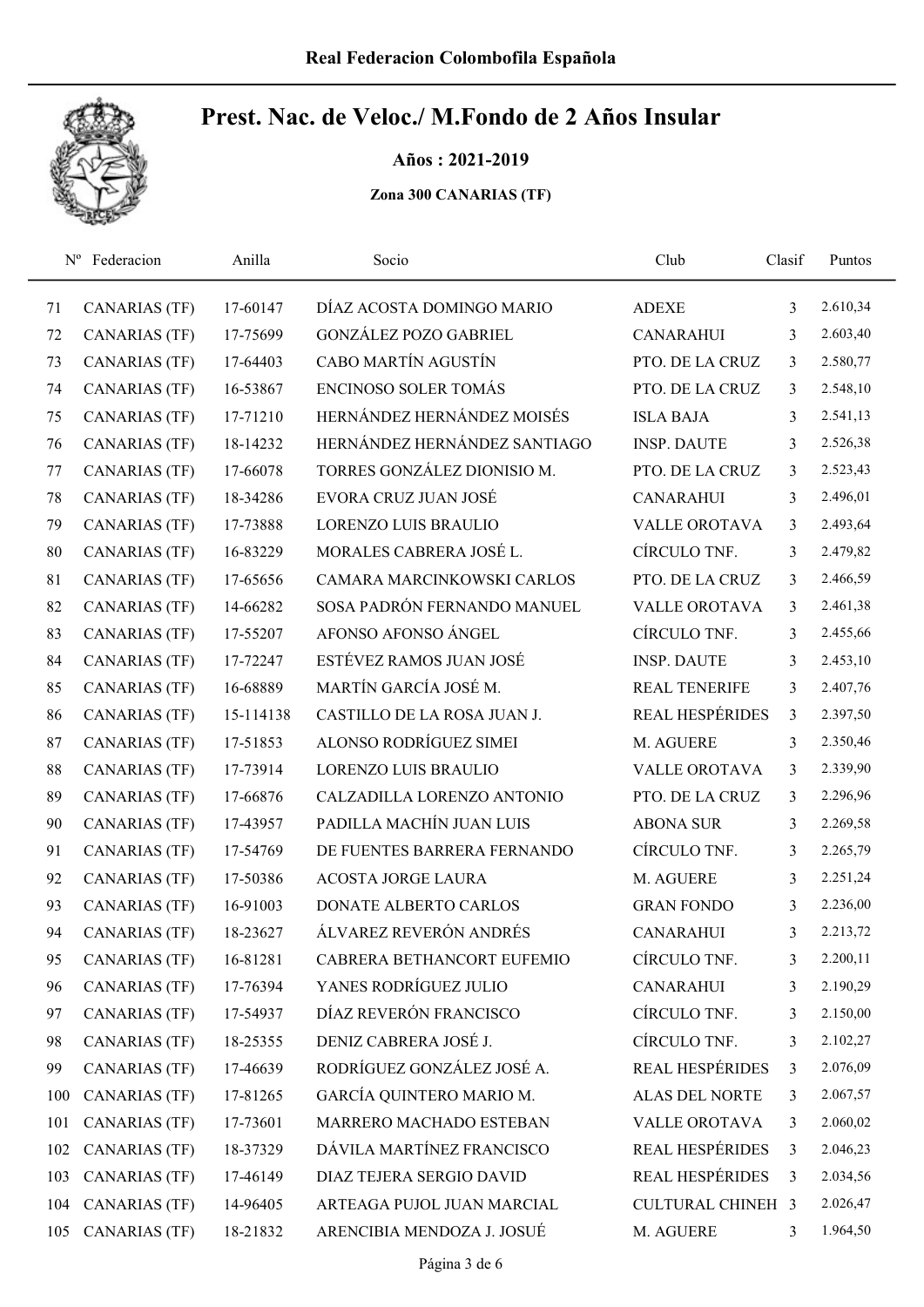# Real Federacion Colombofila Española

## Prest. Nac. de Veloc./ M.Fondo de 2 Años Insular

**Años : 2021-2019**

**Zona 300 CANARIAS (TF)**

| Nº | Federacion | Anilla | Socio | Club | Clasif | Puntos |
|---|---|---|---|---|---|---|
| 71 | CANARIAS (TF) | 17-60147 | DÍAZ ACOSTA DOMINGO MARIO | ADEXE | 3 | 2.610,34 |
| 72 | CANARIAS (TF) | 17-75699 | GONZÁLEZ POZO GABRIEL | CANARAHUI | 3 | 2.603,40 |
| 73 | CANARIAS (TF) | 17-64403 | CABO MARTÍN AGUSTÍN | PTO. DE LA CRUZ | 3 | 2.580,77 |
| 74 | CANARIAS (TF) | 16-53867 | ENCINOSO SOLER TOMÁS | PTO. DE LA CRUZ | 3 | 2.548,10 |
| 75 | CANARIAS (TF) | 17-71210 | HERNÁNDEZ HERNÁNDEZ MOISÉS | ISLA BAJA | 3 | 2.541,13 |
| 76 | CANARIAS (TF) | 18-14232 | HERNÁNDEZ HERNÁNDEZ SANTIAGO | INSP. DAUTE | 3 | 2.526,38 |
| 77 | CANARIAS (TF) | 17-66078 | TORRES GONZÁLEZ DIONISIO M. | PTO. DE LA CRUZ | 3 | 2.523,43 |
| 78 | CANARIAS (TF) | 18-34286 | EVORA CRUZ JUAN JOSÉ | CANARAHUI | 3 | 2.496,01 |
| 79 | CANARIAS (TF) | 17-73888 | LORENZO LUIS BRAULIO | VALLE OROTAVA | 3 | 2.493,64 |
| 80 | CANARIAS (TF) | 16-83229 | MORALES CABRERA JOSÉ L. | CÍRCULO TNF. | 3 | 2.479,82 |
| 81 | CANARIAS (TF) | 17-65656 | CAMARA MARCINKOWSKI CARLOS | PTO. DE LA CRUZ | 3 | 2.466,59 |
| 82 | CANARIAS (TF) | 14-66282 | SOSA PADRÓN FERNANDO MANUEL | VALLE OROTAVA | 3 | 2.461,38 |
| 83 | CANARIAS (TF) | 17-55207 | AFONSO AFONSO ÁNGEL | CÍRCULO TNF. | 3 | 2.455,66 |
| 84 | CANARIAS (TF) | 17-72247 | ESTÉVEZ RAMOS JUAN JOSÉ | INSP. DAUTE | 3 | 2.453,10 |
| 85 | CANARIAS (TF) | 16-68889 | MARTÍN GARCÍA JOSÉ M. | REAL TENERIFE | 3 | 2.407,76 |
| 86 | CANARIAS (TF) | 15-114138 | CASTILLO DE LA ROSA JUAN J. | REAL HESPÉRIDES | 3 | 2.397,50 |
| 87 | CANARIAS (TF) | 17-51853 | ALONSO RODRÍGUEZ SIMEI | M. AGUERE | 3 | 2.350,46 |
| 88 | CANARIAS (TF) | 17-73914 | LORENZO LUIS BRAULIO | VALLE OROTAVA | 3 | 2.339,90 |
| 89 | CANARIAS (TF) | 17-66876 | CALZADILLA LORENZO ANTONIO | PTO. DE LA CRUZ | 3 | 2.296,96 |
| 90 | CANARIAS (TF) | 17-43957 | PADILLA MACHÍN JUAN LUIS | ABONA SUR | 3 | 2.269,58 |
| 91 | CANARIAS (TF) | 17-54769 | DE FUENTES BARRERA FERNANDO | CÍRCULO TNF. | 3 | 2.265,79 |
| 92 | CANARIAS (TF) | 17-50386 | ACOSTA JORGE LAURA | M. AGUERE | 3 | 2.251,24 |
| 93 | CANARIAS (TF) | 16-91003 | DONATE ALBERTO CARLOS | GRAN FONDO | 3 | 2.236,00 |
| 94 | CANARIAS (TF) | 18-23627 | ÁLVAREZ REVERÓN ANDRÉS | CANARAHUI | 3 | 2.213,72 |
| 95 | CANARIAS (TF) | 16-81281 | CABRERA BETHANCORT EUFEMIO | CÍRCULO TNF. | 3 | 2.200,11 |
| 96 | CANARIAS (TF) | 17-76394 | YANES RODRÍGUEZ JULIO | CANARAHUI | 3 | 2.190,29 |
| 97 | CANARIAS (TF) | 17-54937 | DÍAZ REVERÓN FRANCISCO | CÍRCULO TNF. | 3 | 2.150,00 |
| 98 | CANARIAS (TF) | 18-25355 | DENIZ CABRERA JOSÉ J. | CÍRCULO TNF. | 3 | 2.102,27 |
| 99 | CANARIAS (TF) | 17-46639 | RODRÍGUEZ GONZÁLEZ JOSÉ A. | REAL HESPÉRIDES | 3 | 2.076,09 |
| 100 | CANARIAS (TF) | 17-81265 | GARCÍA QUINTERO MARIO M. | ALAS DEL NORTE | 3 | 2.067,57 |
| 101 | CANARIAS (TF) | 17-73601 | MARRERO MACHADO ESTEBAN | VALLE OROTAVA | 3 | 2.060,02 |
| 102 | CANARIAS (TF) | 18-37329 | DÁVILA MARTÍNEZ FRANCISCO | REAL HESPÉRIDES | 3 | 2.046,23 |
| 103 | CANARIAS (TF) | 17-46149 | DIAZ TEJERA SERGIO DAVID | REAL HESPÉRIDES | 3 | 2.034,56 |
| 104 | CANARIAS (TF) | 14-96405 | ARTEAGA PUJOL JUAN MARCIAL | CULTURAL CHINEH | 3 | 2.026,47 |
| 105 | CANARIAS (TF) | 18-21832 | ARENCIBIA MENDOZA J. JOSUÉ | M. AGUERE | 3 | 1.964,50 |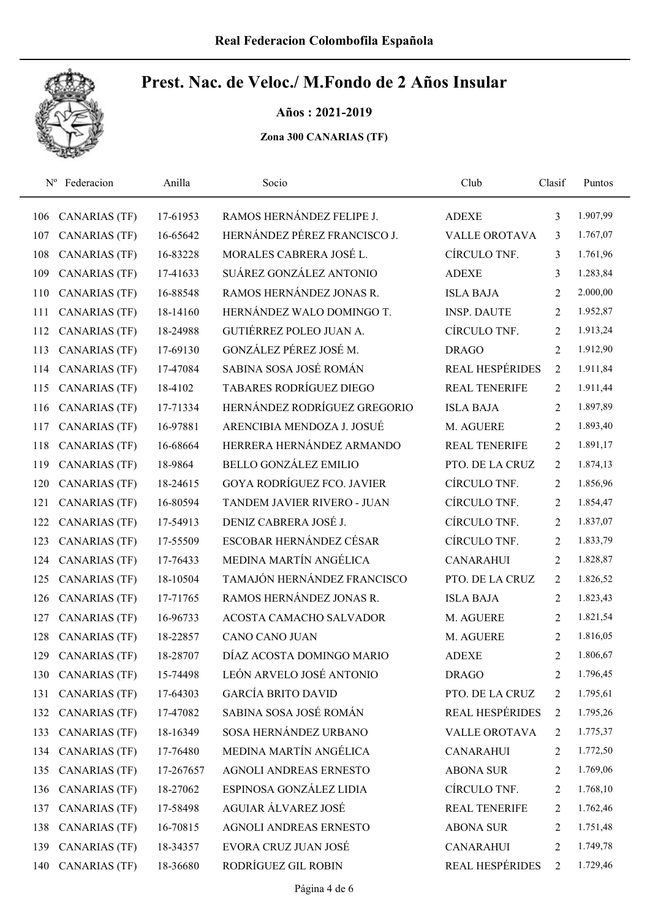# Real Federacion Colombofila Española

## Prest. Nac. de Veloc./ M.Fondo de 2 Años Insular

### Años : 2021-2019

#### Zona 300 CANARIAS (TF)

| Nº | Federacion | Anilla | Socio | Club | Clasif | Puntos |
|---|---|---|---|---|---|---|
| 106 | CANARIAS (TF) | 17-61953 | RAMOS HERNÁNDEZ FELIPE J. | ADEXE | 3 | 1.907,99 |
| 107 | CANARIAS (TF) | 16-65642 | HERNÁNDEZ PÉREZ FRANCISCO J. | VALLE OROTAVA | 3 | 1.767,07 |
| 108 | CANARIAS (TF) | 16-83228 | MORALES CABRERA JOSÉ L. | CÍRCULO TNF. | 3 | 1.761,96 |
| 109 | CANARIAS (TF) | 17-41633 | SUÁREZ GONZÁLEZ ANTONIO | ADEXE | 3 | 1.283,84 |
| 110 | CANARIAS (TF) | 16-88548 | RAMOS HERNÁNDEZ JONAS R. | ISLA BAJA | 2 | 2.000,00 |
| 111 | CANARIAS (TF) | 18-14160 | HERNÁNDEZ WALO DOMINGO T. | INSP. DAUTE | 2 | 1.952,87 |
| 112 | CANARIAS (TF) | 18-24988 | GUTIÉRREZ POLEO JUAN A. | CÍRCULO TNF. | 2 | 1.913,24 |
| 113 | CANARIAS (TF) | 17-69130 | GONZÁLEZ PÉREZ JOSÉ M. | DRAGO | 2 | 1.912,90 |
| 114 | CANARIAS (TF) | 17-47084 | SABINA SOSA JOSÉ ROMÁN | REAL HESPÉRIDES | 2 | 1.911,84 |
| 115 | CANARIAS (TF) | 18-4102 | TABARES RODRÍGUEZ DIEGO | REAL TENERIFE | 2 | 1.911,44 |
| 116 | CANARIAS (TF) | 17-71334 | HERNÁNDEZ RODRÍGUEZ GREGORIO | ISLA BAJA | 2 | 1.897,89 |
| 117 | CANARIAS (TF) | 16-97881 | ARENCIBIA MENDOZA J. JOSUÉ | M. AGUERE | 2 | 1.893,40 |
| 118 | CANARIAS (TF) | 16-68664 | HERRERA HERNÁNDEZ ARMANDO | REAL TENERIFE | 2 | 1.891,17 |
| 119 | CANARIAS (TF) | 18-9864 | BELLO GONZÁLEZ EMILIO | PTO. DE LA CRUZ | 2 | 1.874,13 |
| 120 | CANARIAS (TF) | 18-24615 | GOYA RODRÍGUEZ FCO. JAVIER | CÍRCULO TNF. | 2 | 1.856,96 |
| 121 | CANARIAS (TF) | 16-80594 | TANDEM JAVIER RIVERO - JUAN | CÍRCULO TNF. | 2 | 1.854,47 |
| 122 | CANARIAS (TF) | 17-54913 | DENIZ CABRERA JOSÉ J. | CÍRCULO TNF. | 2 | 1.837,07 |
| 123 | CANARIAS (TF) | 17-55509 | ESCOBAR HERNÁNDEZ CÉSAR | CÍRCULO TNF. | 2 | 1.833,79 |
| 124 | CANARIAS (TF) | 17-76433 | MEDINA MARTÍN ANGÉLICA | CANARAHUI | 2 | 1.828,87 |
| 125 | CANARIAS (TF) | 18-10504 | TAMAJÓN HERNÁNDEZ FRANCISCO | PTO. DE LA CRUZ | 2 | 1.826,52 |
| 126 | CANARIAS (TF) | 17-71765 | RAMOS HERNÁNDEZ JONAS R. | ISLA BAJA | 2 | 1.823,43 |
| 127 | CANARIAS (TF) | 16-96733 | ACOSTA CAMACHO SALVADOR | M. AGUERE | 2 | 1.821,54 |
| 128 | CANARIAS (TF) | 18-22857 | CANO CANO JUAN | M. AGUERE | 2 | 1.816,05 |
| 129 | CANARIAS (TF) | 18-28707 | DÍAZ ACOSTA DOMINGO MARIO | ADEXE | 2 | 1.806,67 |
| 130 | CANARIAS (TF) | 15-74498 | LEÓN ARVELO JOSÉ ANTONIO | DRAGO | 2 | 1.796,45 |
| 131 | CANARIAS (TF) | 17-64303 | GARCÍA BRITO DAVID | PTO. DE LA CRUZ | 2 | 1.795,61 |
| 132 | CANARIAS (TF) | 17-47082 | SABINA SOSA JOSÉ ROMÁN | REAL HESPÉRIDES | 2 | 1.795,26 |
| 133 | CANARIAS (TF) | 18-16349 | SOSA HERNÁNDEZ URBANO | VALLE OROTAVA | 2 | 1.775,37 |
| 134 | CANARIAS (TF) | 17-76480 | MEDINA MARTÍN ANGÉLICA | CANARAHUI | 2 | 1.772,50 |
| 135 | CANARIAS (TF) | 17-267657 | AGNOLI ANDREAS ERNESTO | ABONA SUR | 2 | 1.769,06 |
| 136 | CANARIAS (TF) | 18-27062 | ESPINOSA GONZÁLEZ LIDIA | CÍRCULO TNF. | 2 | 1.768,10 |
| 137 | CANARIAS (TF) | 17-58498 | AGUIAR ÁLVAREZ JOSÉ | REAL TENERIFE | 2 | 1.762,46 |
| 138 | CANARIAS (TF) | 16-70815 | AGNOLI ANDREAS ERNESTO | ABONA SUR | 2 | 1.751,48 |
| 139 | CANARIAS (TF) | 18-34357 | EVORA CRUZ JUAN JOSÉ | CANARAHUI | 2 | 1.749,78 |
| 140 | CANARIAS (TF) | 18-36680 | RODRÍGUEZ GIL ROBIN | REAL HESPÉRIDES | 2 | 1.729,46 |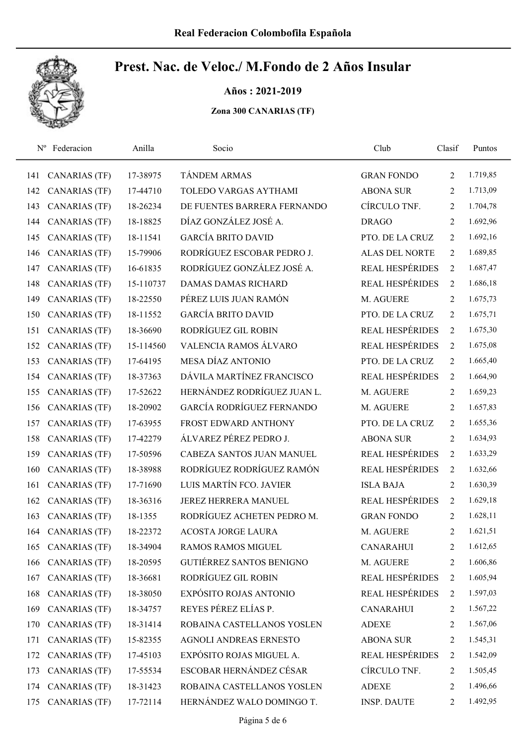Real Federacion Colombofila Española

# Prest. Nac. de Veloc./ M.Fondo de 2 Años Insular

**Años : 2021-2019**

**Zona 300 CANARIAS (TF)**

| Nº | Federacion | Anilla | Socio | Club | Clasif | Puntos |
|---|---|---|---|---|---|---|
| 141 | CANARIAS (TF) | 17-38975 | TÁNDEM ARMAS | GRAN FONDO | 2 | 1.719,85 |
| 142 | CANARIAS (TF) | 17-44710 | TOLEDO VARGAS AYTHAMI | ABONA SUR | 2 | 1.713,09 |
| 143 | CANARIAS (TF) | 18-26234 | DE FUENTES BARRERA FERNANDO | CÍRCULO TNF. | 2 | 1.704,78 |
| 144 | CANARIAS (TF) | 18-18825 | DÍAZ GONZÁLEZ JOSÉ A. | DRAGO | 2 | 1.692,96 |
| 145 | CANARIAS (TF) | 18-11541 | GARCÍA BRITO DAVID | PTO. DE LA CRUZ | 2 | 1.692,16 |
| 146 | CANARIAS (TF) | 15-79906 | RODRÍGUEZ ESCOBAR PEDRO J. | ALAS DEL NORTE | 2 | 1.689,85 |
| 147 | CANARIAS (TF) | 16-61835 | RODRÍGUEZ GONZÁLEZ JOSÉ A. | REAL HESPÉRIDES | 2 | 1.687,47 |
| 148 | CANARIAS (TF) | 15-110737 | DAMAS DAMAS RICHARD | REAL HESPÉRIDES | 2 | 1.686,18 |
| 149 | CANARIAS (TF) | 18-22550 | PÉREZ LUIS JUAN RAMÓN | M. AGUERE | 2 | 1.675,73 |
| 150 | CANARIAS (TF) | 18-11552 | GARCÍA BRITO DAVID | PTO. DE LA CRUZ | 2 | 1.675,71 |
| 151 | CANARIAS (TF) | 18-36690 | RODRÍGUEZ GIL ROBIN | REAL HESPÉRIDES | 2 | 1.675,30 |
| 152 | CANARIAS (TF) | 15-114560 | VALENCIA RAMOS ÁLVARO | REAL HESPÉRIDES | 2 | 1.675,08 |
| 153 | CANARIAS (TF) | 17-64195 | MESA DÍAZ ANTONIO | PTO. DE LA CRUZ | 2 | 1.665,40 |
| 154 | CANARIAS (TF) | 18-37363 | DÁVILA MARTÍNEZ FRANCISCO | REAL HESPÉRIDES | 2 | 1.664,90 |
| 155 | CANARIAS (TF) | 17-52622 | HERNÁNDEZ RODRÍGUEZ JUAN L. | M. AGUERE | 2 | 1.659,23 |
| 156 | CANARIAS (TF) | 18-20902 | GARCÍA RODRÍGUEZ FERNANDO | M. AGUERE | 2 | 1.657,83 |
| 157 | CANARIAS (TF) | 17-63955 | FROST EDWARD ANTHONY | PTO. DE LA CRUZ | 2 | 1.655,36 |
| 158 | CANARIAS (TF) | 17-42279 | ÁLVAREZ PÉREZ PEDRO J. | ABONA SUR | 2 | 1.634,93 |
| 159 | CANARIAS (TF) | 17-50596 | CABEZA SANTOS JUAN MANUEL | REAL HESPÉRIDES | 2 | 1.633,29 |
| 160 | CANARIAS (TF) | 18-38988 | RODRÍGUEZ RODRÍGUEZ RAMÓN | REAL HESPÉRIDES | 2 | 1.632,66 |
| 161 | CANARIAS (TF) | 17-71690 | LUIS MARTÍN FCO. JAVIER | ISLA BAJA | 2 | 1.630,39 |
| 162 | CANARIAS (TF) | 18-36316 | JEREZ HERRERA MANUEL | REAL HESPÉRIDES | 2 | 1.629,18 |
| 163 | CANARIAS (TF) | 18-1355 | RODRÍGUEZ ACHETEN PEDRO M. | GRAN FONDO | 2 | 1.628,11 |
| 164 | CANARIAS (TF) | 18-22372 | ACOSTA JORGE LAURA | M. AGUERE | 2 | 1.621,51 |
| 165 | CANARIAS (TF) | 18-34904 | RAMOS RAMOS MIGUEL | CANARAHUI | 2 | 1.612,65 |
| 166 | CANARIAS (TF) | 18-20595 | GUTIÉRREZ SANTOS BENIGNO | M. AGUERE | 2 | 1.606,86 |
| 167 | CANARIAS (TF) | 18-36681 | RODRÍGUEZ GIL ROBIN | REAL HESPÉRIDES | 2 | 1.605,94 |
| 168 | CANARIAS (TF) | 18-38050 | EXPÓSITO ROJAS ANTONIO | REAL HESPÉRIDES | 2 | 1.597,03 |
| 169 | CANARIAS (TF) | 18-34757 | REYES PÉREZ ELÍAS P. | CANARAHUI | 2 | 1.567,22 |
| 170 | CANARIAS (TF) | 18-31414 | ROBAINA CASTELLANOS YOSLEN | ADEXE | 2 | 1.567,06 |
| 171 | CANARIAS (TF) | 15-82355 | AGNOLI ANDREAS ERNESTO | ABONA SUR | 2 | 1.545,31 |
| 172 | CANARIAS (TF) | 17-45103 | EXPÓSITO ROJAS MIGUEL A. | REAL HESPÉRIDES | 2 | 1.542,09 |
| 173 | CANARIAS (TF) | 17-55534 | ESCOBAR HERNÁNDEZ CÉSAR | CÍRCULO TNF. | 2 | 1.505,45 |
| 174 | CANARIAS (TF) | 18-31423 | ROBAINA CASTELLANOS YOSLEN | ADEXE | 2 | 1.496,66 |
| 175 | CANARIAS (TF) | 17-72114 | HERNÁNDEZ WALO DOMINGO T. | INSP. DAUTE | 2 | 1.492,95 |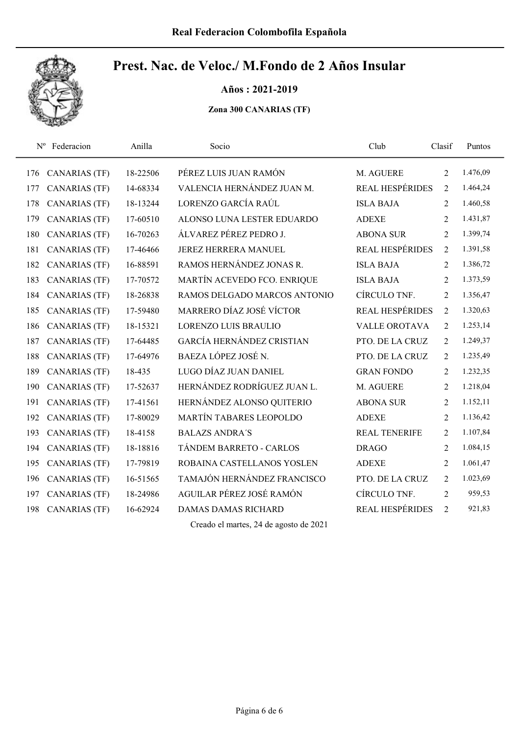Real Federacion Colombofila Española

# Prest. Nac. de Veloc./ M.Fondo de 2 Años Insular

**Años : 2021-2019**

**Zona 300 CANARIAS (TF)**

| Nº | Federacion | Anilla | Socio | Club | Clasif | Puntos |
|---|---|---|---|---|---|---|
| 176 | CANARIAS (TF) | 18-22506 | PÉREZ LUIS JUAN RAMÓN | M. AGUERE | 2 | 1.476,09 |
| 177 | CANARIAS (TF) | 14-68334 | VALENCIA HERNÁNDEZ JUAN M. | REAL HESPÉRIDES | 2 | 1.464,24 |
| 178 | CANARIAS (TF) | 18-13244 | LORENZO GARCÍA RAÚL | ISLA BAJA | 2 | 1.460,58 |
| 179 | CANARIAS (TF) | 17-60510 | ALONSO LUNA LESTER EDUARDO | ADEXE | 2 | 1.431,87 |
| 180 | CANARIAS (TF) | 16-70263 | ÁLVAREZ PÉREZ PEDRO J. | ABONA SUR | 2 | 1.399,74 |
| 181 | CANARIAS (TF) | 17-46466 | JEREZ HERRERA MANUEL | REAL HESPÉRIDES | 2 | 1.391,58 |
| 182 | CANARIAS (TF) | 16-88591 | RAMOS HERNÁNDEZ JONAS R. | ISLA BAJA | 2 | 1.386,72 |
| 183 | CANARIAS (TF) | 17-70572 | MARTÍN ACEVEDO FCO. ENRIQUE | ISLA BAJA | 2 | 1.373,59 |
| 184 | CANARIAS (TF) | 18-26838 | RAMOS DELGADO MARCOS ANTONIO | CÍRCULO TNF. | 2 | 1.356,47 |
| 185 | CANARIAS (TF) | 17-59480 | MARRERO DÍAZ JOSÉ VÍCTOR | REAL HESPÉRIDES | 2 | 1.320,63 |
| 186 | CANARIAS (TF) | 18-15321 | LORENZO LUIS BRAULIO | VALLE OROTAVA | 2 | 1.253,14 |
| 187 | CANARIAS (TF) | 17-64485 | GARCÍA HERNÁNDEZ CRISTIAN | PTO. DE LA CRUZ | 2 | 1.249,37 |
| 188 | CANARIAS (TF) | 17-64976 | BAEZA LÓPEZ JOSÉ N. | PTO. DE LA CRUZ | 2 | 1.235,49 |
| 189 | CANARIAS (TF) | 18-435 | LUGO DÍAZ JUAN DANIEL | GRAN FONDO | 2 | 1.232,35 |
| 190 | CANARIAS (TF) | 17-52637 | HERNÁNDEZ RODRÍGUEZ JUAN L. | M. AGUERE | 2 | 1.218,04 |
| 191 | CANARIAS (TF) | 17-41561 | HERNÁNDEZ ALONSO QUITERIO | ABONA SUR | 2 | 1.152,11 |
| 192 | CANARIAS (TF) | 17-80029 | MARTÍN TABARES LEOPOLDO | ADEXE | 2 | 1.136,42 |
| 193 | CANARIAS (TF) | 18-4158 | BALAZS ANDRA´S | REAL TENERIFE | 2 | 1.107,84 |
| 194 | CANARIAS (TF) | 18-18816 | TÁNDEM BARRETO - CARLOS | DRAGO | 2 | 1.084,15 |
| 195 | CANARIAS (TF) | 17-79819 | ROBAINA CASTELLANOS YOSLEN | ADEXE | 2 | 1.061,47 |
| 196 | CANARIAS (TF) | 16-51565 | TAMAJÓN HERNÁNDEZ FRANCISCO | PTO. DE LA CRUZ | 2 | 1.023,69 |
| 197 | CANARIAS (TF) | 18-24986 | AGUILAR PÉREZ JOSÉ RAMÓN | CÍRCULO TNF. | 2 | 959,53 |
| 198 | CANARIAS (TF) | 16-62924 | DAMAS DAMAS RICHARD | REAL HESPÉRIDES | 2 | 921,83 |

Creado el martes, 24 de agosto de 2021